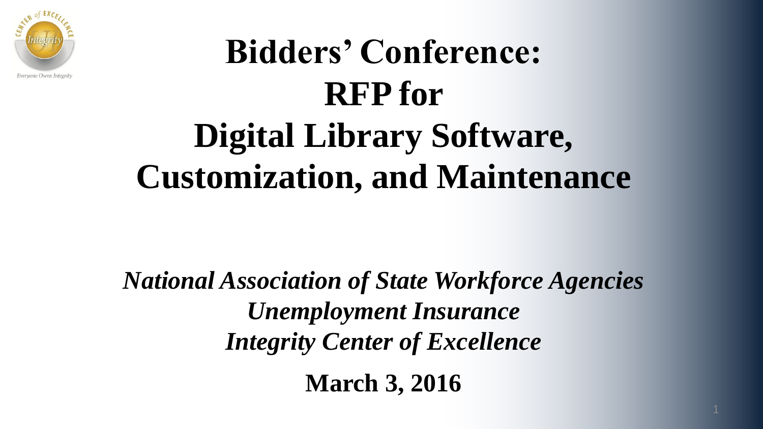# Bidders' Conference: RFP for Digital Library Software, Customization, and Maintenance

*National Association of State Workforce Agencies*
*Unemployment Insurance*
*Integrity Center of Excellence*

**March 3, 2016**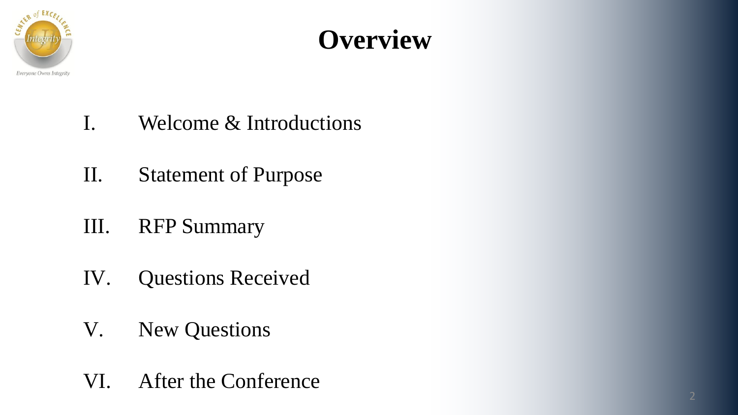# Overview

I. Welcome & Introductions

II. Statement of Purpose

III. RFP Summary

IV. Questions Received

V. New Questions

VI. After the Conference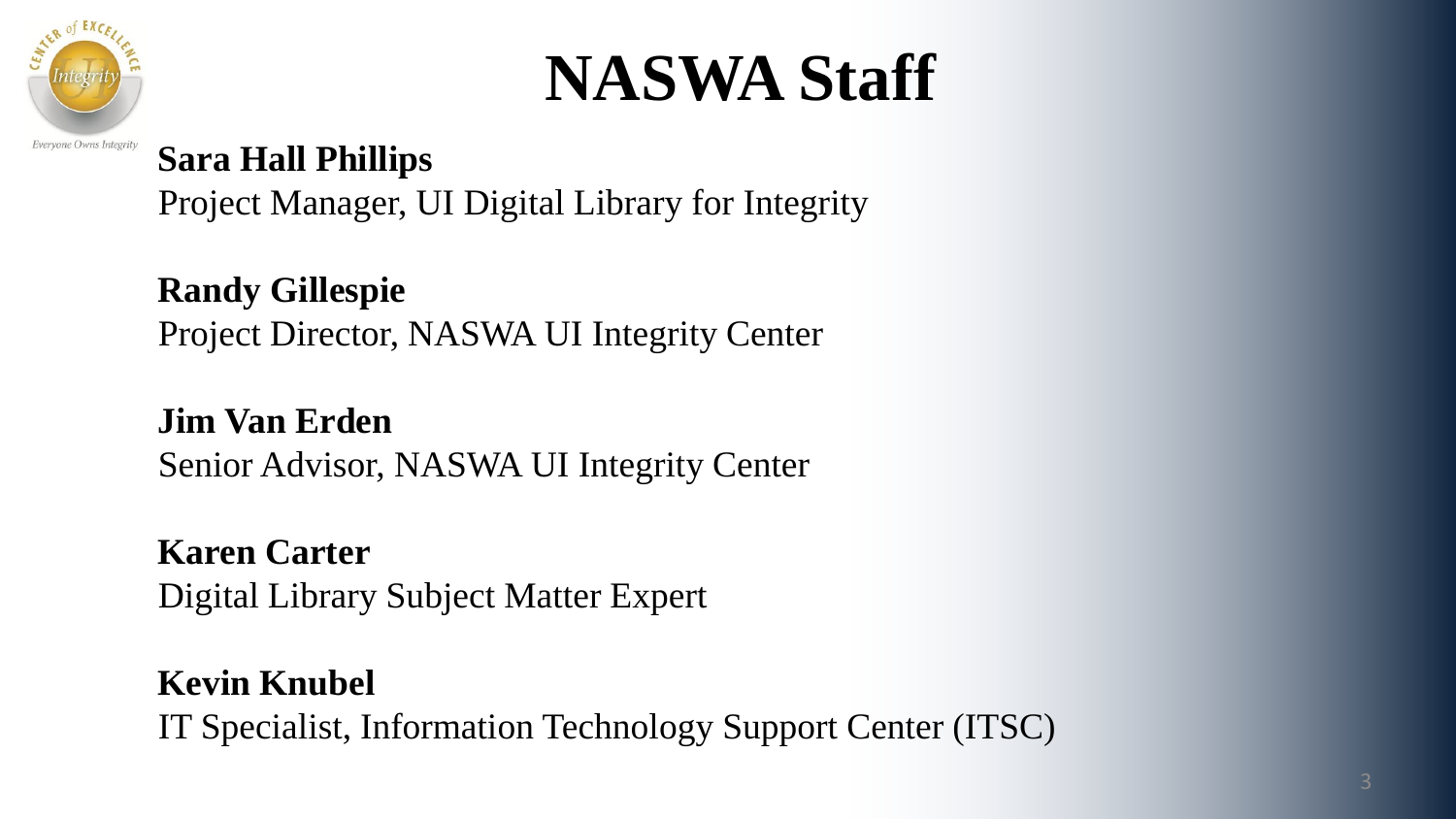# NASWA Staff

**Sara Hall Phillips**
Project Manager, UI Digital Library for Integrity

**Randy Gillespie**
Project Director, NASWA UI Integrity Center

**Jim Van Erden**
Senior Advisor, NASWA UI Integrity Center

**Karen Carter**
Digital Library Subject Matter Expert

**Kevin Knubel**
IT Specialist, Information Technology Support Center (ITSC)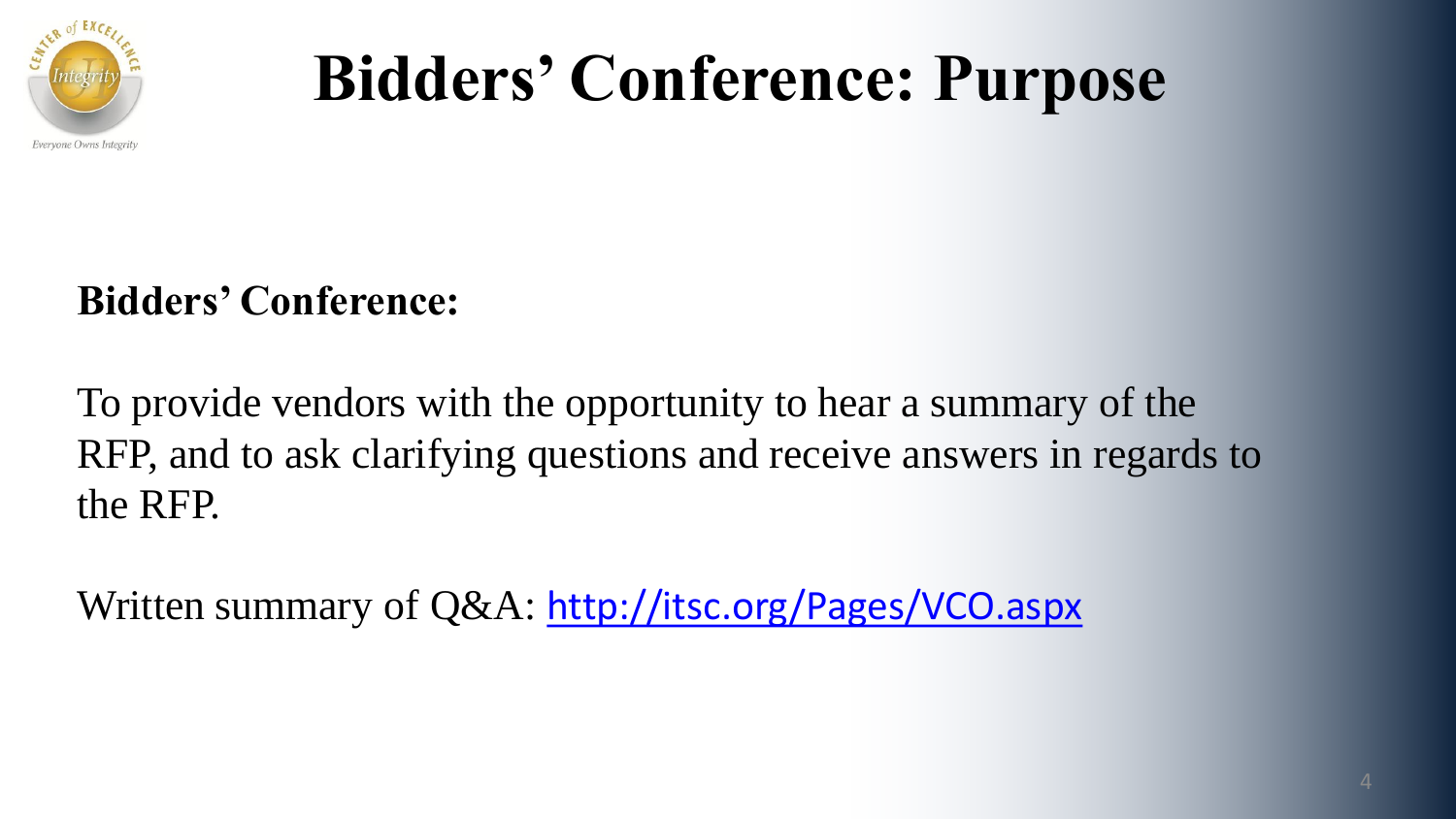# Bidders' Conference: Purpose

**Bidders' Conference:**

To provide vendors with the opportunity to hear a summary of the RFP, and to ask clarifying questions and receive answers in regards to the RFP.

Written summary of Q&A: http://itsc.org/Pages/VCO.aspx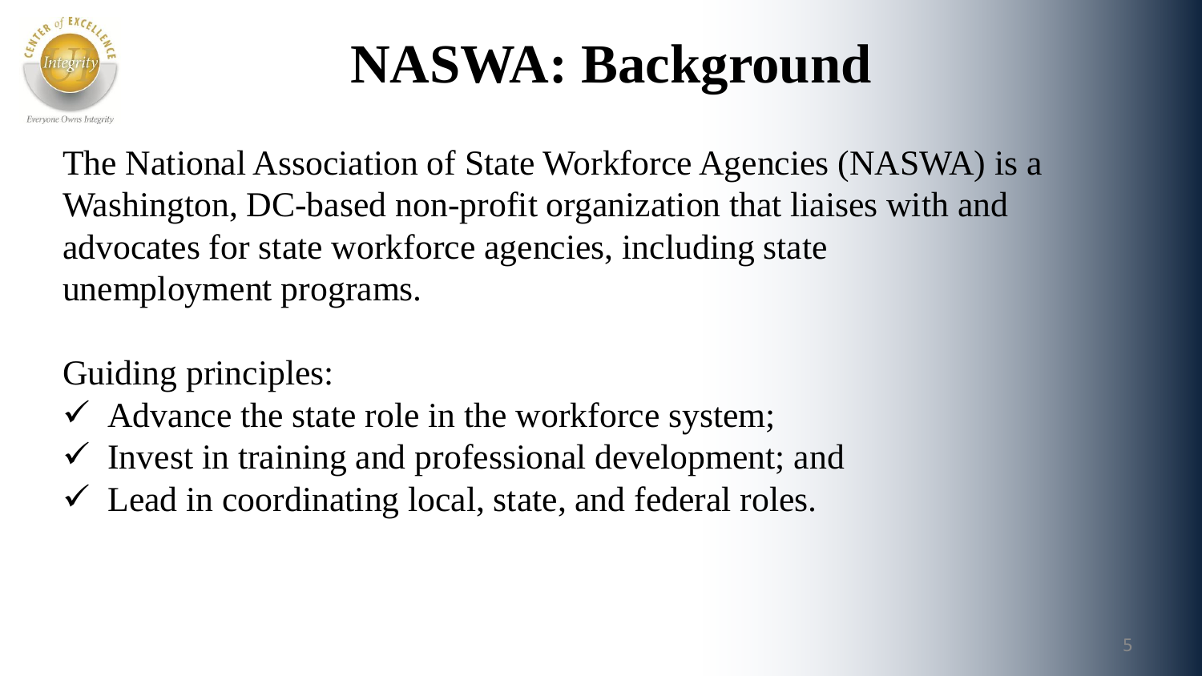# NASWA: Background

The National Association of State Workforce Agencies (NASWA) is a Washington, DC-based non-profit organization that liaises with and advocates for state workforce agencies, including state unemployment programs.

Guiding principles:

- ✓ Advance the state role in the workforce system;
- ✓ Invest in training and professional development; and
- ✓ Lead in coordinating local, state, and federal roles.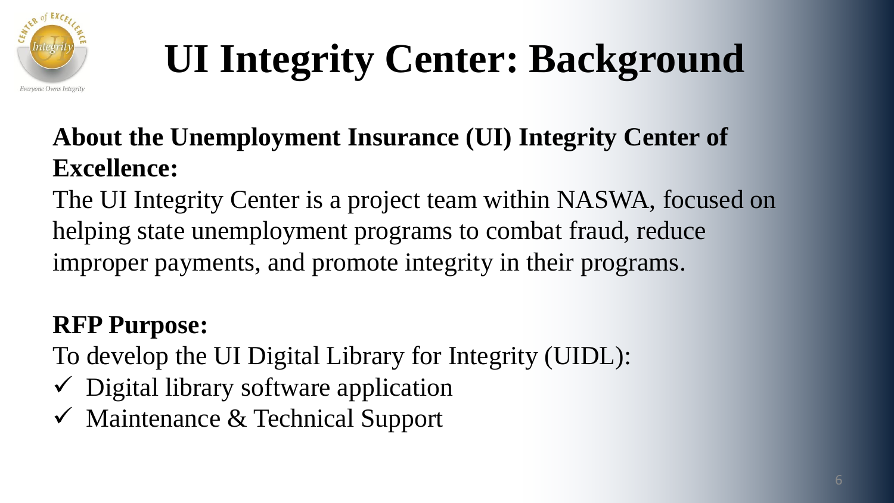# UI Integrity Center: Background

**About the Unemployment Insurance (UI) Integrity Center of Excellence:**

The UI Integrity Center is a project team within NASWA, focused on helping state unemployment programs to combat fraud, reduce improper payments, and promote integrity in their programs.

**RFP Purpose:**

To develop the UI Digital Library for Integrity (UIDL):

- ✓ Digital library software application
- ✓ Maintenance & Technical Support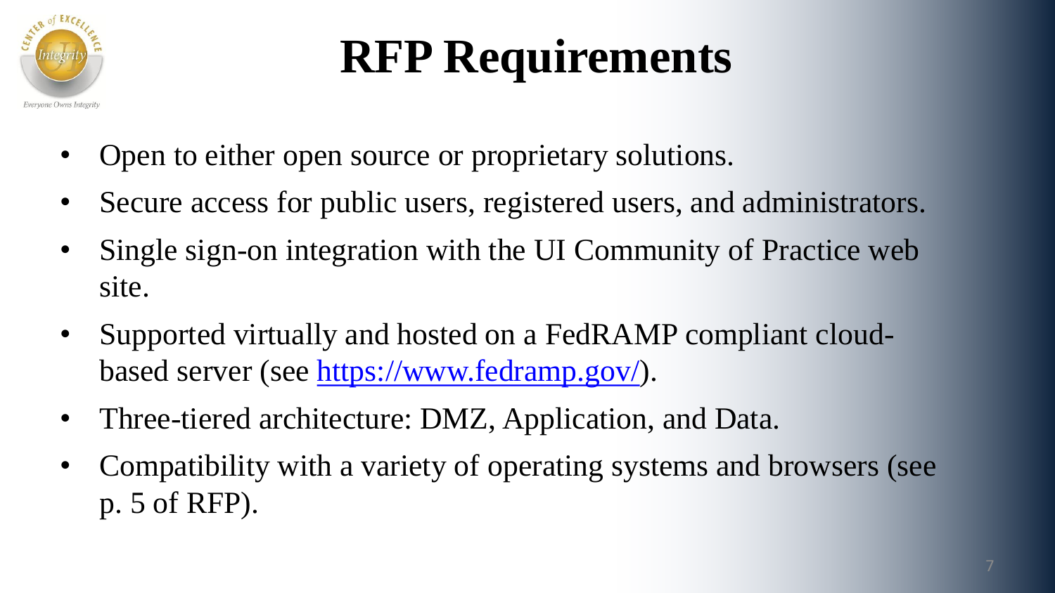# RFP Requirements

- Open to either open source or proprietary solutions.
- Secure access for public users, registered users, and administrators.
- Single sign-on integration with the UI Community of Practice web site.
- Supported virtually and hosted on a FedRAMP compliant cloud-based server (see [https://www.fedramp.gov/](https://www.fedramp.gov/)).
- Three-tiered architecture: DMZ, Application, and Data.
- Compatibility with a variety of operating systems and browsers (see p. 5 of RFP).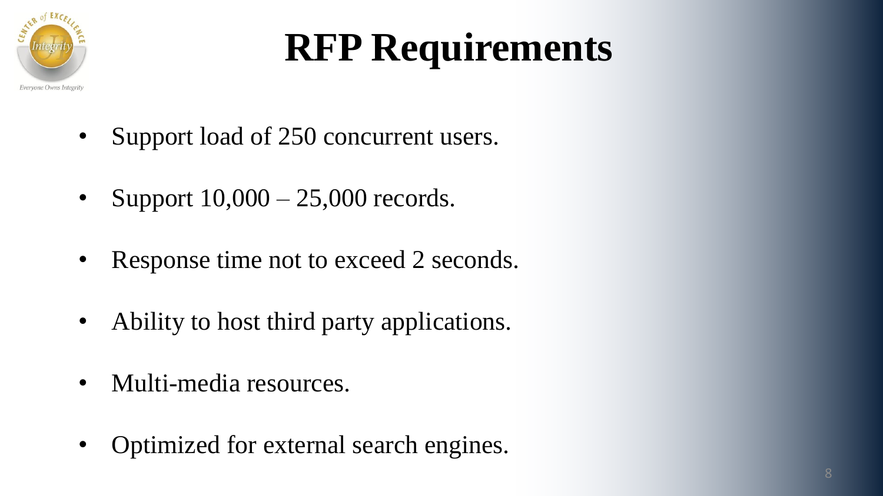# RFP Requirements

- Support load of 250 concurrent users.
- Support 10,000 – 25,000 records.
- Response time not to exceed 2 seconds.
- Ability to host third party applications.
- Multi-media resources.
- Optimized for external search engines.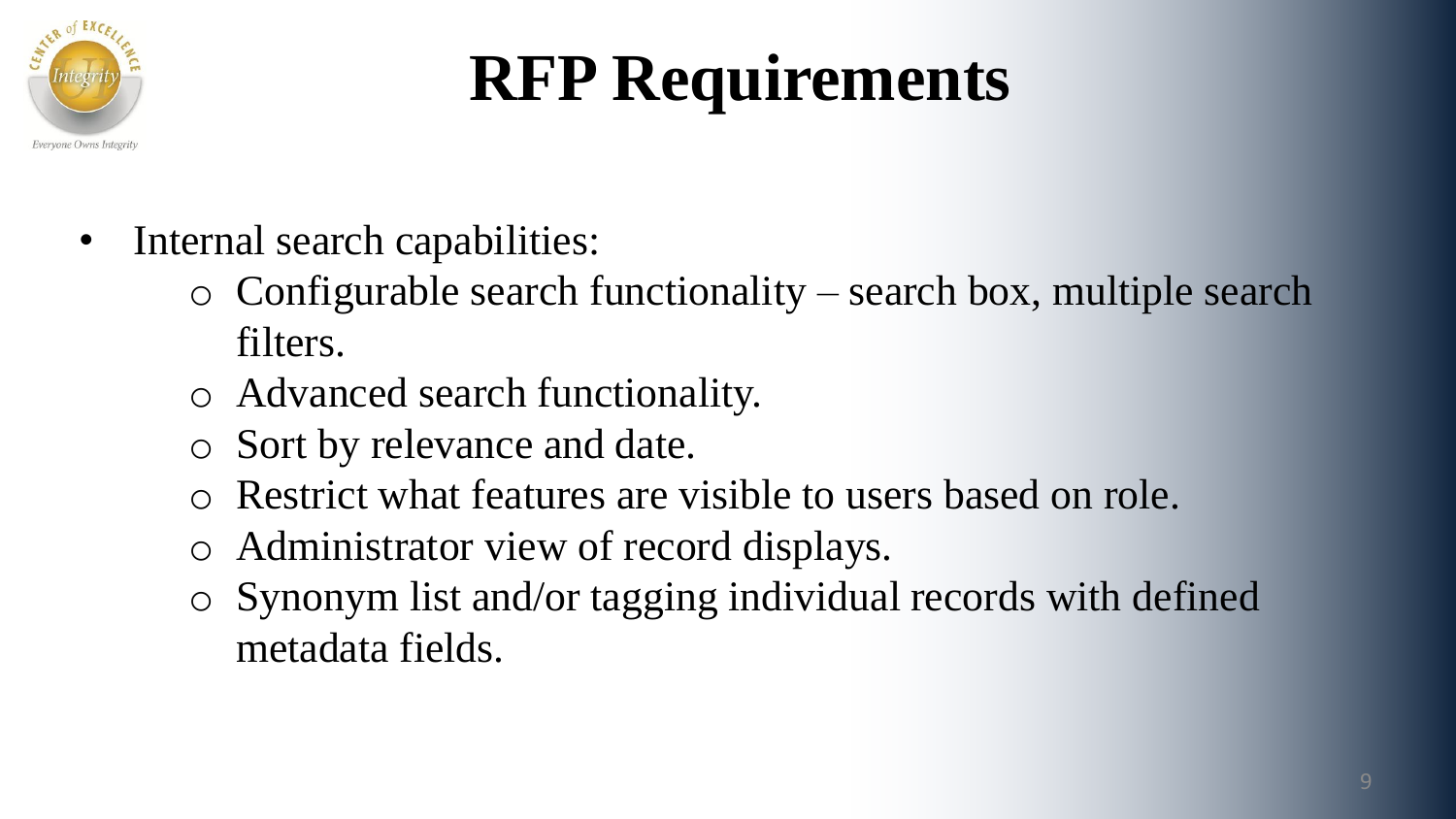# RFP Requirements

- Internal search capabilities:
  - Configurable search functionality – search box, multiple search filters.
  - Advanced search functionality.
  - Sort by relevance and date.
  - Restrict what features are visible to users based on role.
  - Administrator view of record displays.
  - Synonym list and/or tagging individual records with defined metadata fields.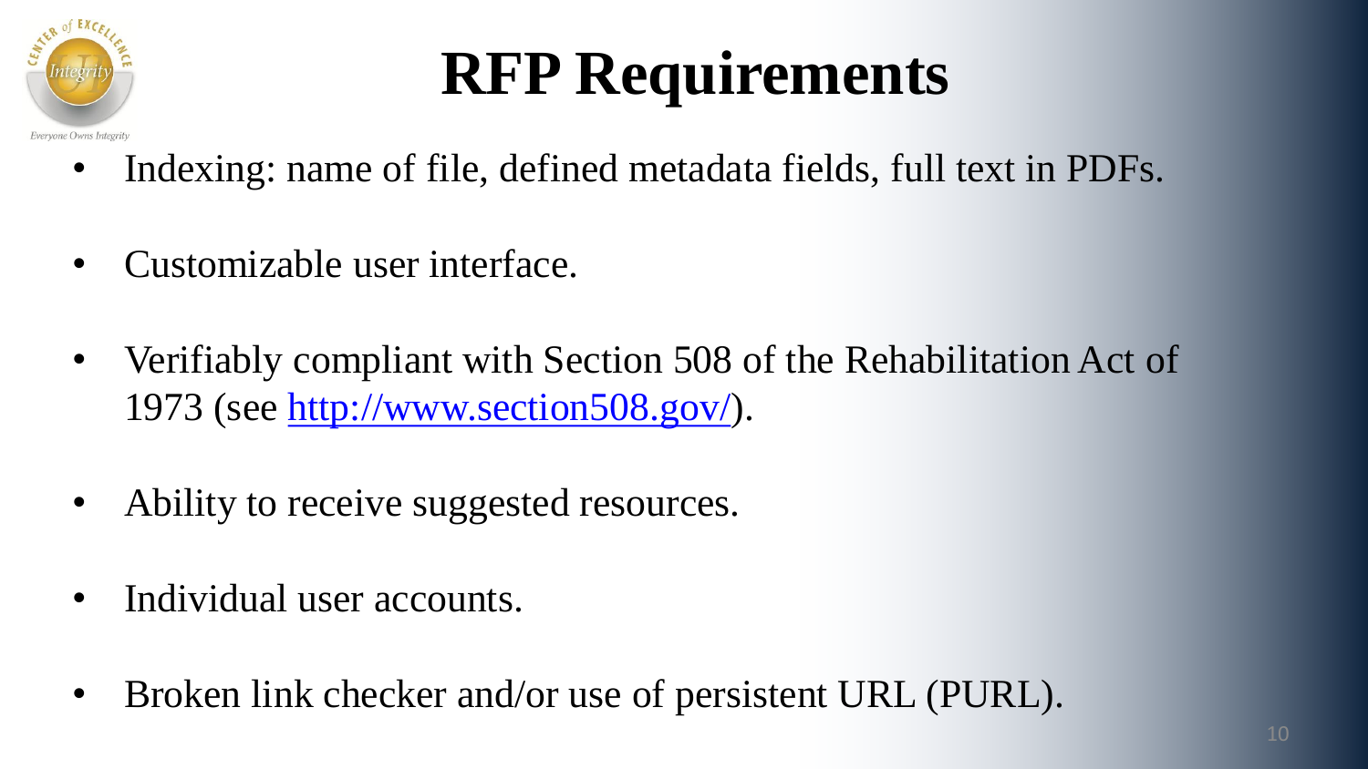# RFP Requirements

- Indexing: name of file, defined metadata fields, full text in PDFs.
- Customizable user interface.
- Verifiably compliant with Section 508 of the Rehabilitation Act of 1973 (see [http://www.section508.gov/](http://www.section508.gov/)).
- Ability to receive suggested resources.
- Individual user accounts.
- Broken link checker and/or use of persistent URL (PURL).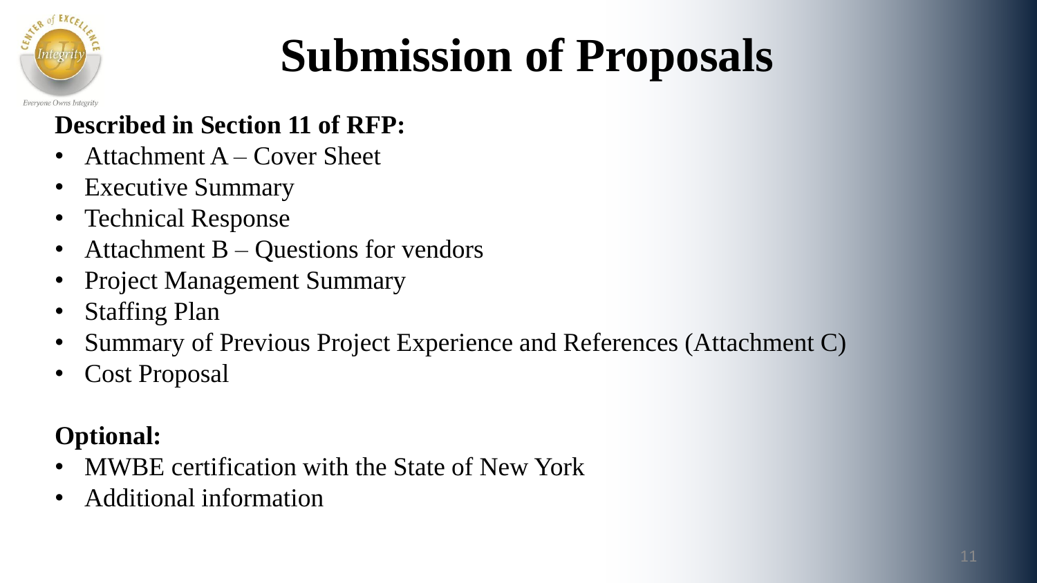# Submission of Proposals

**Described in Section 11 of RFP:**

- Attachment A – Cover Sheet
- Executive Summary
- Technical Response
- Attachment B – Questions for vendors
- Project Management Summary
- Staffing Plan
- Summary of Previous Project Experience and References (Attachment C)
- Cost Proposal

**Optional:**

- MWBE certification with the State of New York
- Additional information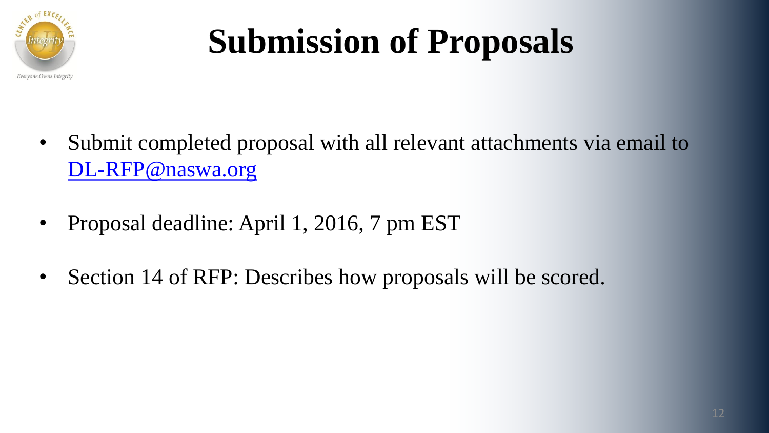# Submission of Proposals

- Submit completed proposal with all relevant attachments via email to DL-RFP@naswa.org

- Proposal deadline: April 1, 2016, 7 pm EST

- Section 14 of RFP: Describes how proposals will be scored.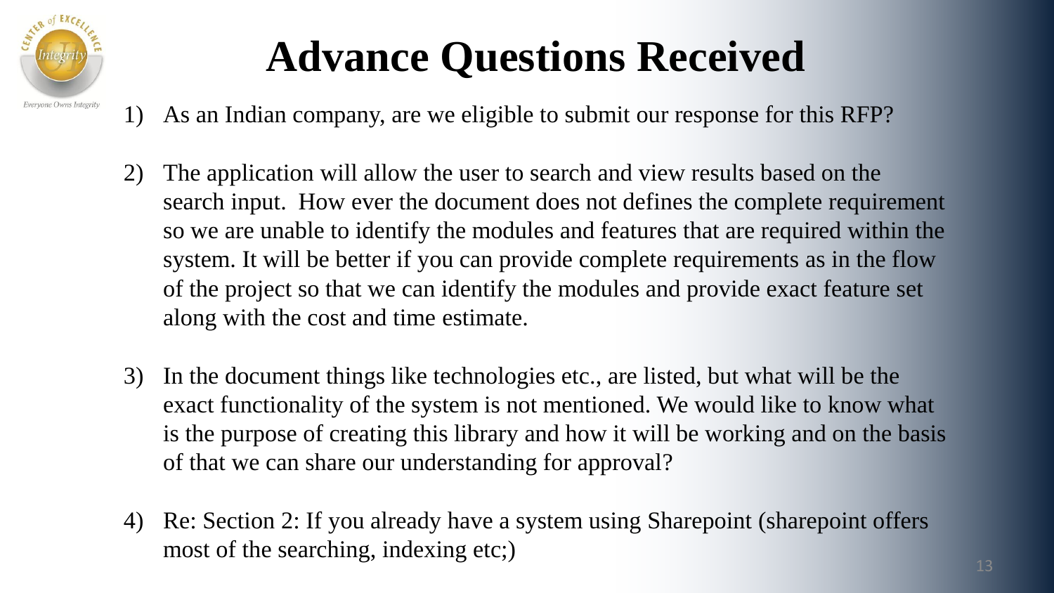# Advance Questions Received

1) As an Indian company, are we eligible to submit our response for this RFP?

2) The application will allow the user to search and view results based on the search input. How ever the document does not defines the complete requirement so we are unable to identify the modules and features that are required within the system. It will be better if you can provide complete requirements as in the flow of the project so that we can identify the modules and provide exact feature set along with the cost and time estimate.

3) In the document things like technologies etc., are listed, but what will be the exact functionality of the system is not mentioned. We would like to know what is the purpose of creating this library and how it will be working and on the basis of that we can share our understanding for approval?

4) Re: Section 2: If you already have a system using Sharepoint (sharepoint offers most of the searching, indexing etc;)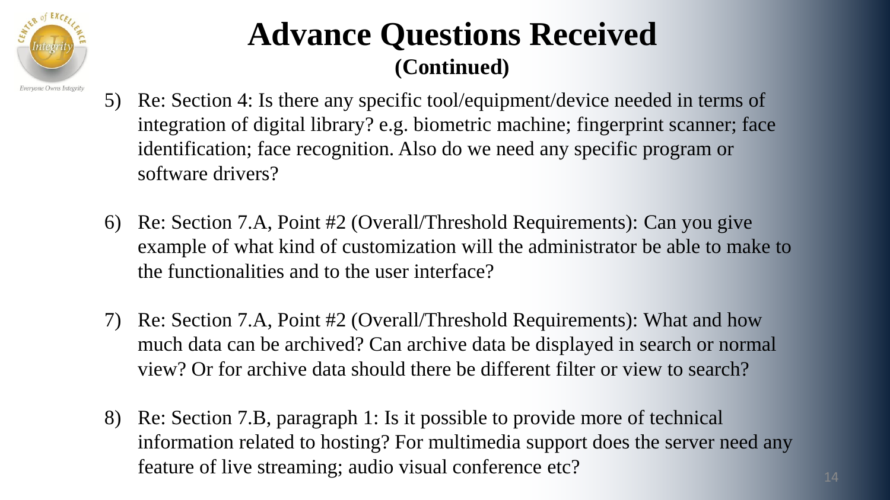# Advance Questions Received

## (Continued)

5) Re: Section 4: Is there any specific tool/equipment/device needed in terms of integration of digital library? e.g. biometric machine; fingerprint scanner; face identification; face recognition. Also do we need any specific program or software drivers?

6) Re: Section 7.A, Point #2 (Overall/Threshold Requirements): Can you give example of what kind of customization will the administrator be able to make to the functionalities and to the user interface?

7) Re: Section 7.A, Point #2 (Overall/Threshold Requirements): What and how much data can be archived? Can archive data be displayed in search or normal view? Or for archive data should there be different filter or view to search?

8) Re: Section 7.B, paragraph 1: Is it possible to provide more of technical information related to hosting? For multimedia support does the server need any feature of live streaming; audio visual conference etc?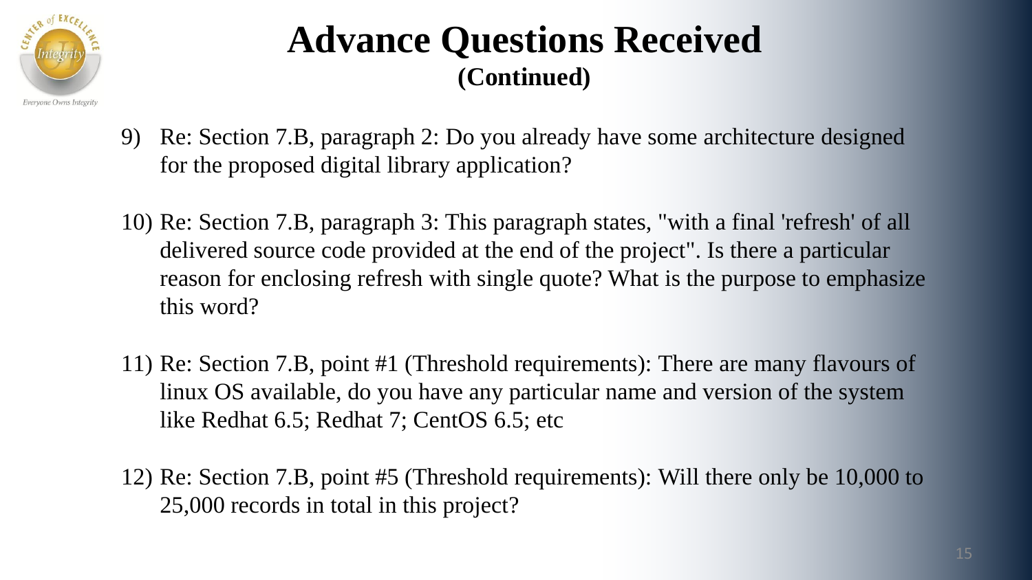# Advance Questions Received
## (Continued)

9) Re: Section 7.B, paragraph 2: Do you already have some architecture designed for the proposed digital library application?

10) Re: Section 7.B, paragraph 3: This paragraph states, "with a final 'refresh' of all delivered source code provided at the end of the project". Is there a particular reason for enclosing refresh with single quote? What is the purpose to emphasize this word?

11) Re: Section 7.B, point #1 (Threshold requirements): There are many flavours of linux OS available, do you have any particular name and version of the system like Redhat 6.5; Redhat 7; CentOS 6.5; etc

12) Re: Section 7.B, point #5 (Threshold requirements): Will there only be 10,000 to 25,000 records in total in this project?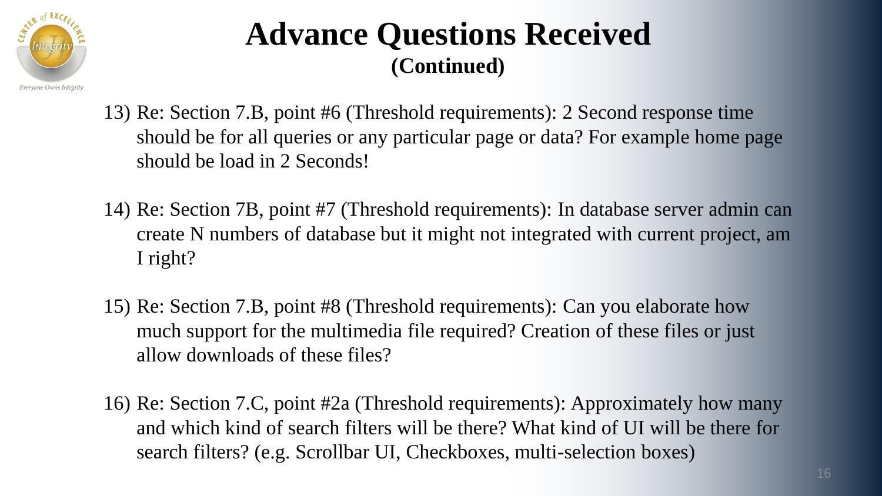# Advance Questions Received
## (Continued)

13) Re: Section 7.B, point #6 (Threshold requirements): 2 Second response time should be for all queries or any particular page or data? For example home page should be load in 2 Seconds!

14) Re: Section 7B, point #7 (Threshold requirements): In database server admin can create N numbers of database but it might not integrated with current project, am I right?

15) Re: Section 7.B, point #8 (Threshold requirements): Can you elaborate how much support for the multimedia file required? Creation of these files or just allow downloads of these files?

16) Re: Section 7.C, point #2a (Threshold requirements): Approximately how many and which kind of search filters will be there? What kind of UI will be there for search filters? (e.g. Scrollbar UI, Checkboxes, multi-selection boxes)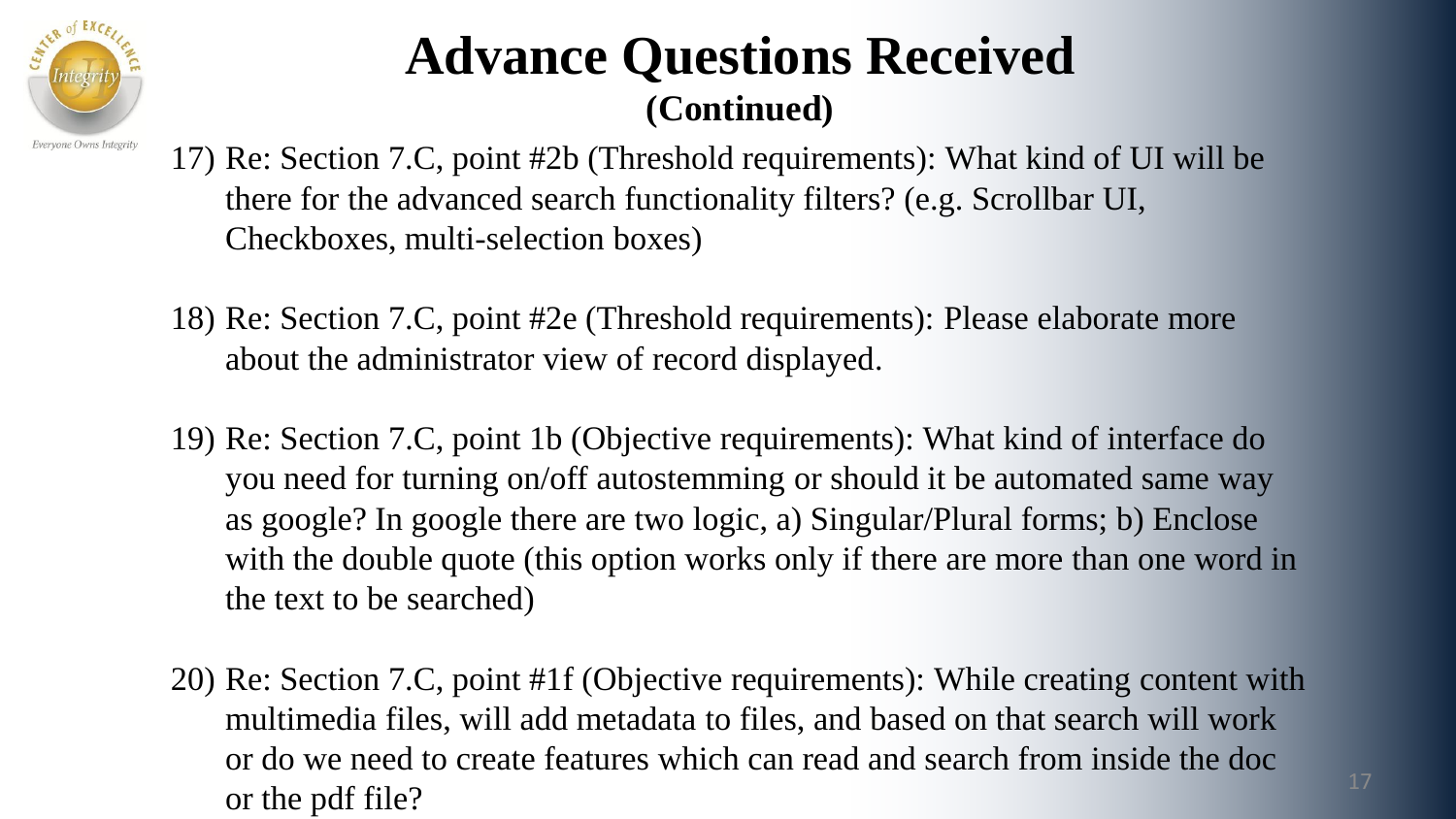# Advance Questions Received

**(Continued)**

17) Re: Section 7.C, point #2b (Threshold requirements): What kind of UI will be there for the advanced search functionality filters? (e.g. Scrollbar UI, Checkboxes, multi-selection boxes)

18) Re: Section 7.C, point #2e (Threshold requirements): Please elaborate more about the administrator view of record displayed.

19) Re: Section 7.C, point 1b (Objective requirements): What kind of interface do you need for turning on/off autostemming or should it be automated same way as google? In google there are two logic, a) Singular/Plural forms; b) Enclose with the double quote (this option works only if there are more than one word in the text to be searched)

20) Re: Section 7.C, point #1f (Objective requirements): While creating content with multimedia files, will add metadata to files, and based on that search will work or do we need to create features which can read and search from inside the doc or the pdf file?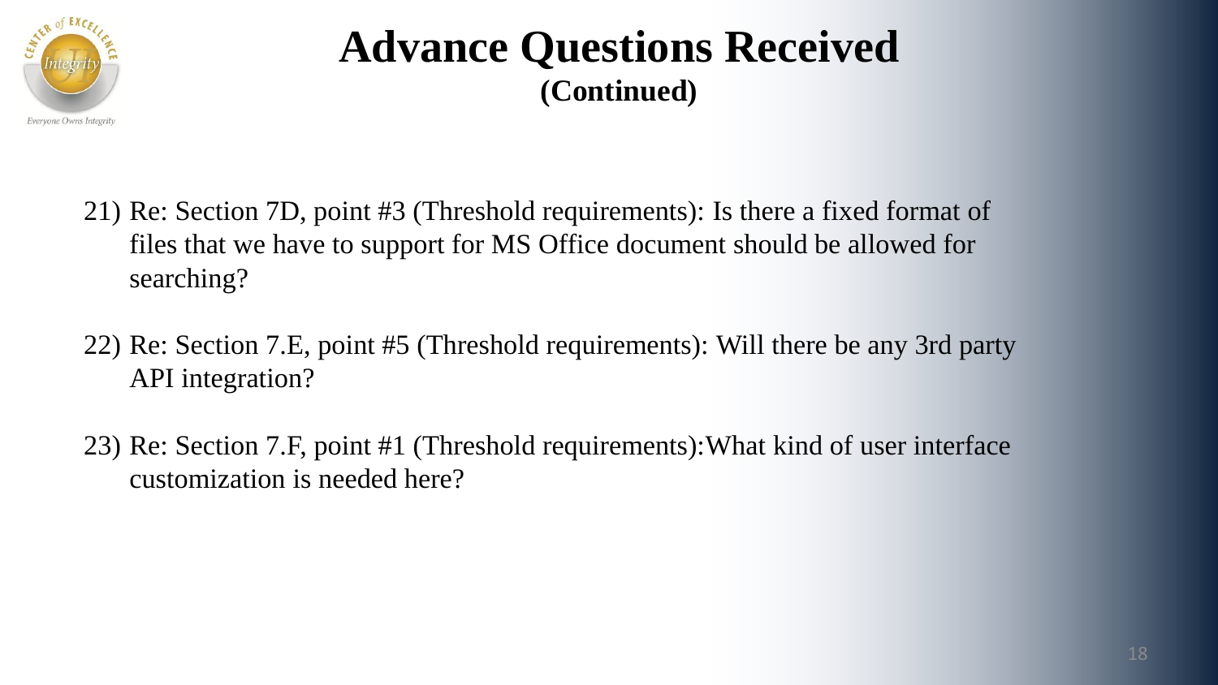# Advance Questions Received
**(Continued)**

21) Re: Section 7D, point #3 (Threshold requirements): Is there a fixed format of files that we have to support for MS Office document should be allowed for searching?

22) Re: Section 7.E, point #5 (Threshold requirements): Will there be any 3rd party API integration?

23) Re: Section 7.F, point #1 (Threshold requirements):What kind of user interface customization is needed here?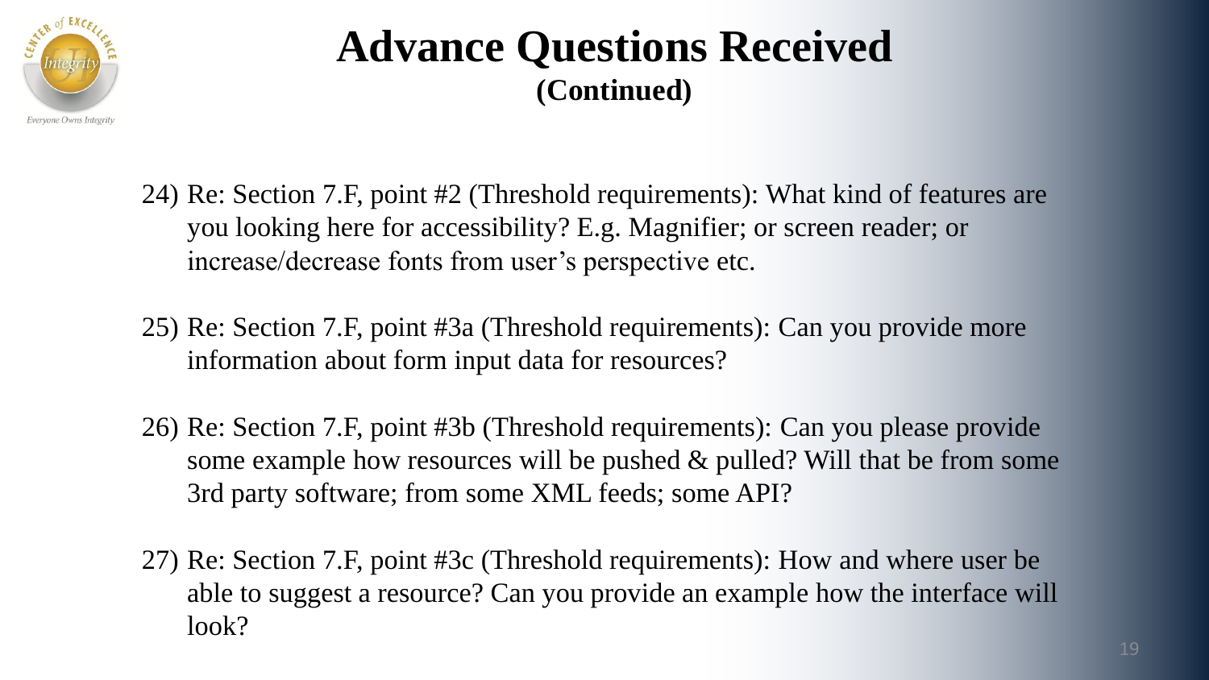# Advance Questions Received

**(Continued)**

24) Re: Section 7.F, point #2 (Threshold requirements): What kind of features are you looking here for accessibility? E.g. Magnifier; or screen reader; or increase/decrease fonts from user's perspective etc.

25) Re: Section 7.F, point #3a (Threshold requirements): Can you provide more information about form input data for resources?

26) Re: Section 7.F, point #3b (Threshold requirements): Can you please provide some example how resources will be pushed & pulled? Will that be from some 3rd party software; from some XML feeds; some API?

27) Re: Section 7.F, point #3c (Threshold requirements): How and where user be able to suggest a resource? Can you provide an example how the interface will look?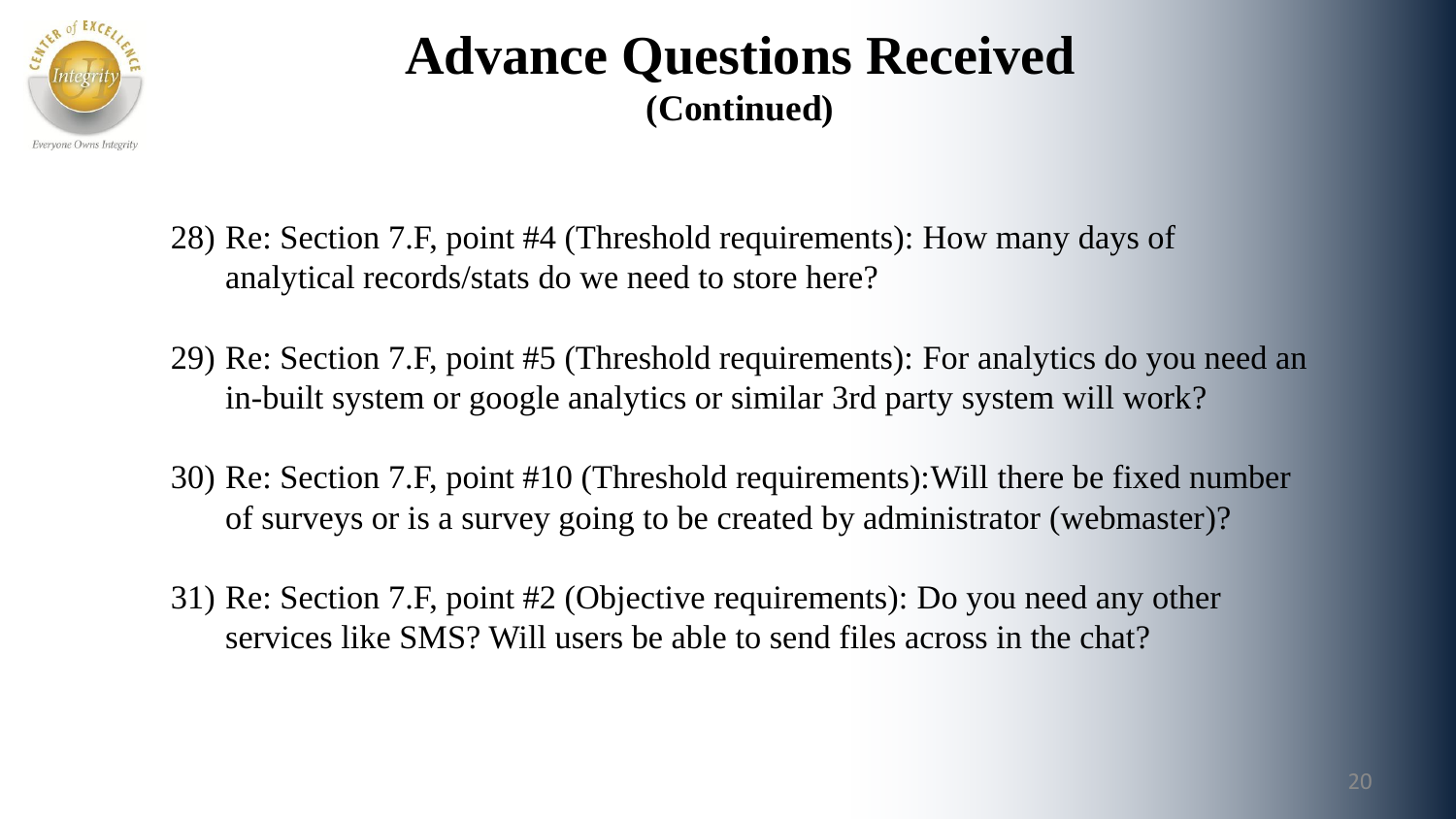# Advance Questions Received

**(Continued)**

28) Re: Section 7.F, point #4 (Threshold requirements): How many days of analytical records/stats do we need to store here?

29) Re: Section 7.F, point #5 (Threshold requirements): For analytics do you need an in-built system or google analytics or similar 3rd party system will work?

30) Re: Section 7.F, point #10 (Threshold requirements):Will there be fixed number of surveys or is a survey going to be created by administrator (webmaster)?

31) Re: Section 7.F, point #2 (Objective requirements): Do you need any other services like SMS? Will users be able to send files across in the chat?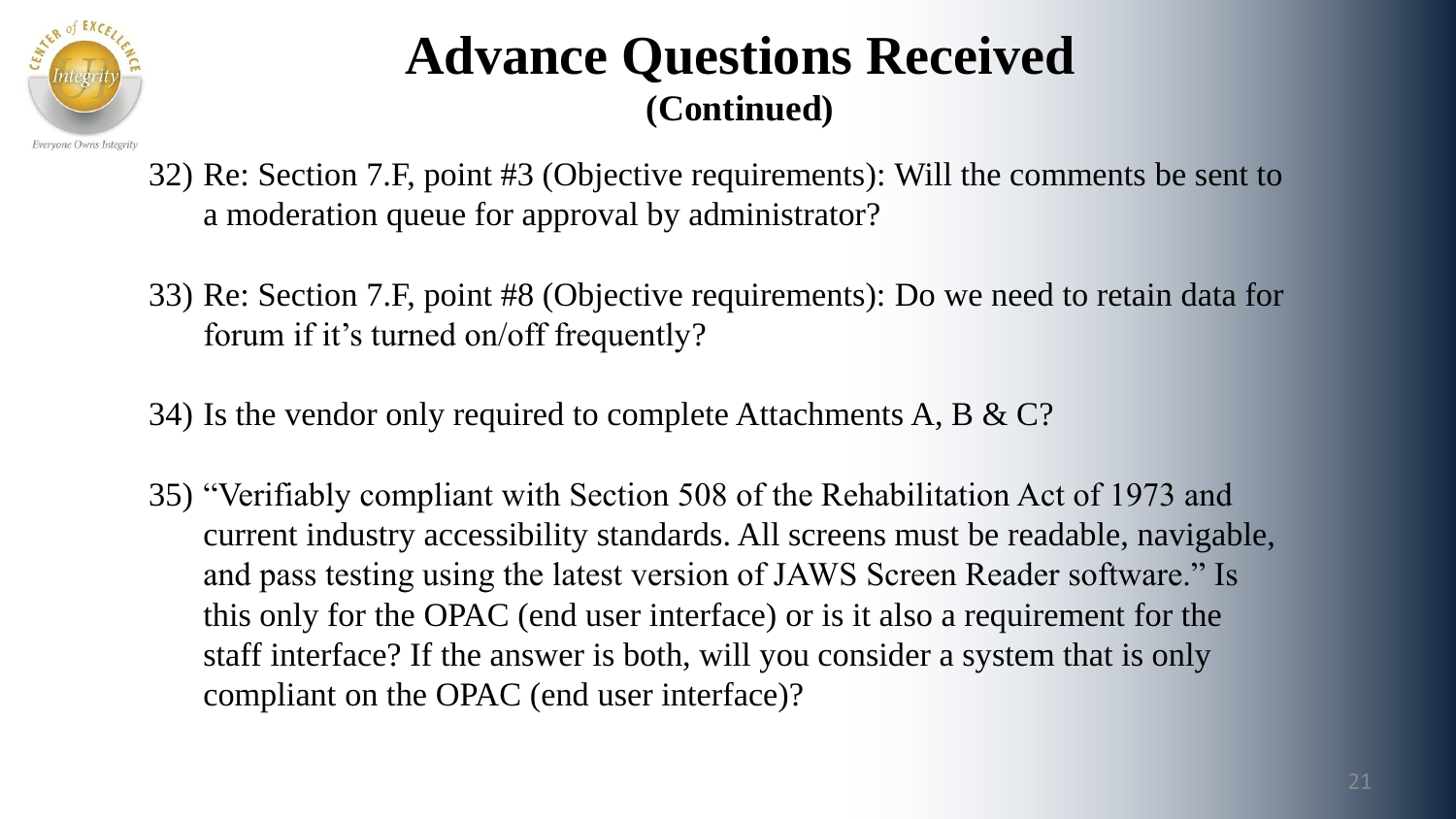# Advance Questions Received
## (Continued)

32) Re: Section 7.F, point #3 (Objective requirements): Will the comments be sent to a moderation queue for approval by administrator?

33) Re: Section 7.F, point #8 (Objective requirements): Do we need to retain data for forum if it's turned on/off frequently?

34) Is the vendor only required to complete Attachments A, B & C?

35) "Verifiably compliant with Section 508 of the Rehabilitation Act of 1973 and current industry accessibility standards. All screens must be readable, navigable, and pass testing using the latest version of JAWS Screen Reader software." Is this only for the OPAC (end user interface) or is it also a requirement for the staff interface? If the answer is both, will you consider a system that is only compliant on the OPAC (end user interface)?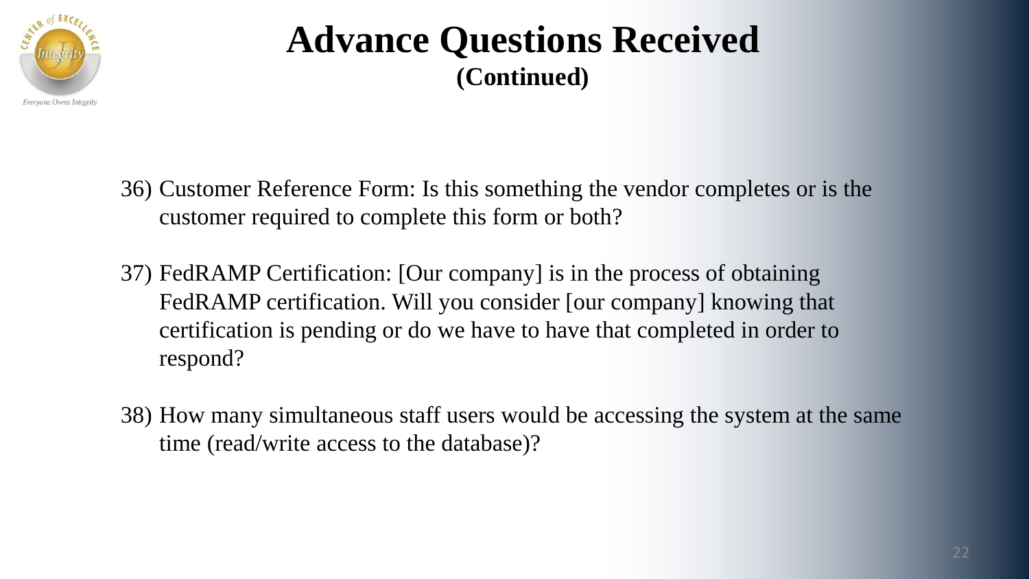# Advance Questions Received

**(Continued)**

36) Customer Reference Form: Is this something the vendor completes or is the customer required to complete this form or both?

37) FedRAMP Certification: [Our company] is in the process of obtaining FedRAMP certification. Will you consider [our company] knowing that certification is pending or do we have to have that completed in order to respond?

38) How many simultaneous staff users would be accessing the system at the same time (read/write access to the database)?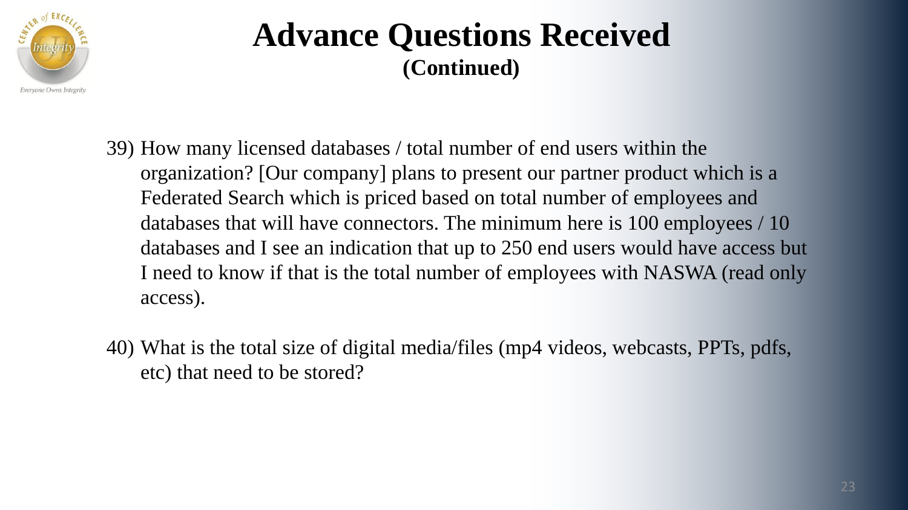# Advance Questions Received

**(Continued)**

39) How many licensed databases / total number of end users within the organization? [Our company] plans to present our partner product which is a Federated Search which is priced based on total number of employees and databases that will have connectors. The minimum here is 100 employees / 10 databases and I see an indication that up to 250 end users would have access but I need to know if that is the total number of employees with NASWA (read only access).

40) What is the total size of digital media/files (mp4 videos, webcasts, PPTs, pdfs, etc) that need to be stored?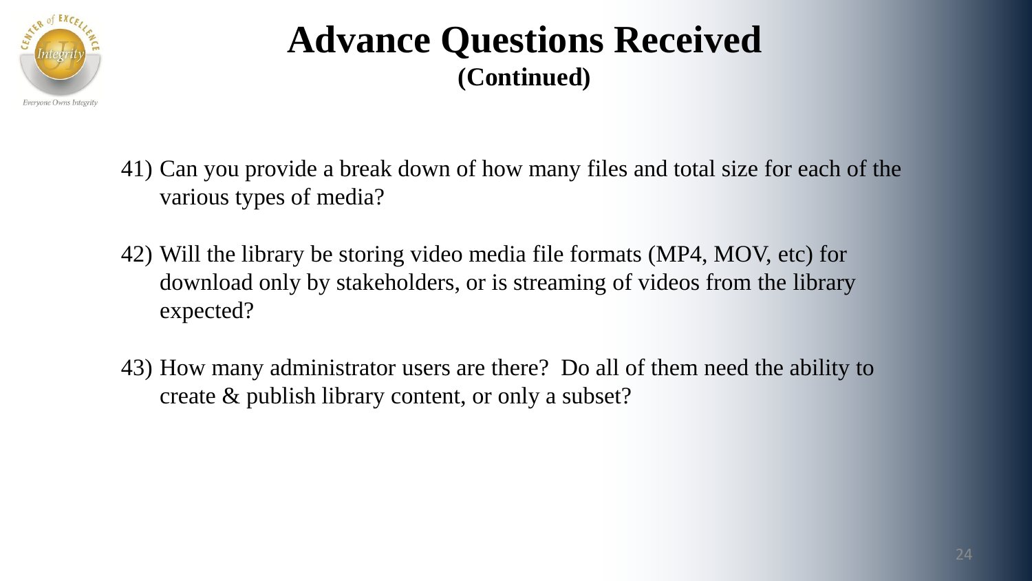# Advance Questions Received
**(Continued)**

41) Can you provide a break down of how many files and total size for each of the various types of media?

42) Will the library be storing video media file formats (MP4, MOV, etc) for download only by stakeholders, or is streaming of videos from the library expected?

43) How many administrator users are there? Do all of them need the ability to create & publish library content, or only a subset?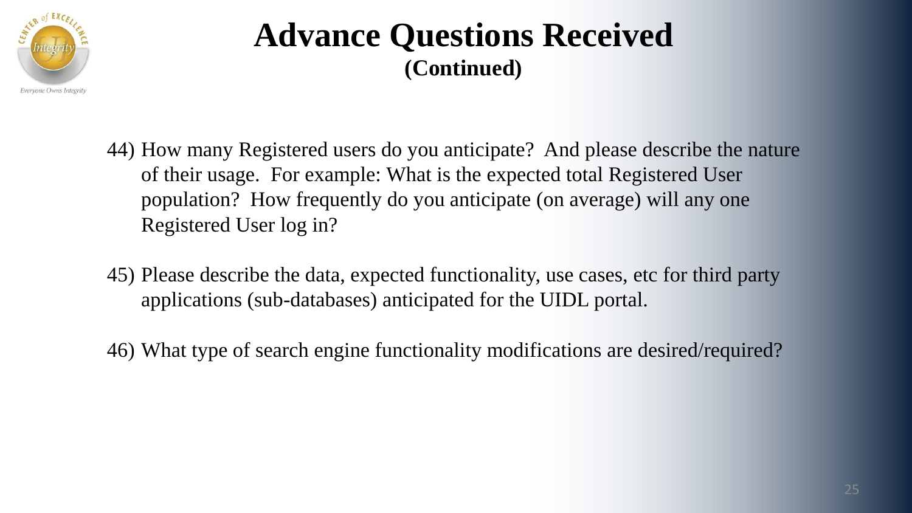# Advance Questions Received
## (Continued)

44) How many Registered users do you anticipate? And please describe the nature of their usage. For example: What is the expected total Registered User population? How frequently do you anticipate (on average) will any one Registered User log in?

45) Please describe the data, expected functionality, use cases, etc for third party applications (sub-databases) anticipated for the UIDL portal.

46) What type of search engine functionality modifications are desired/required?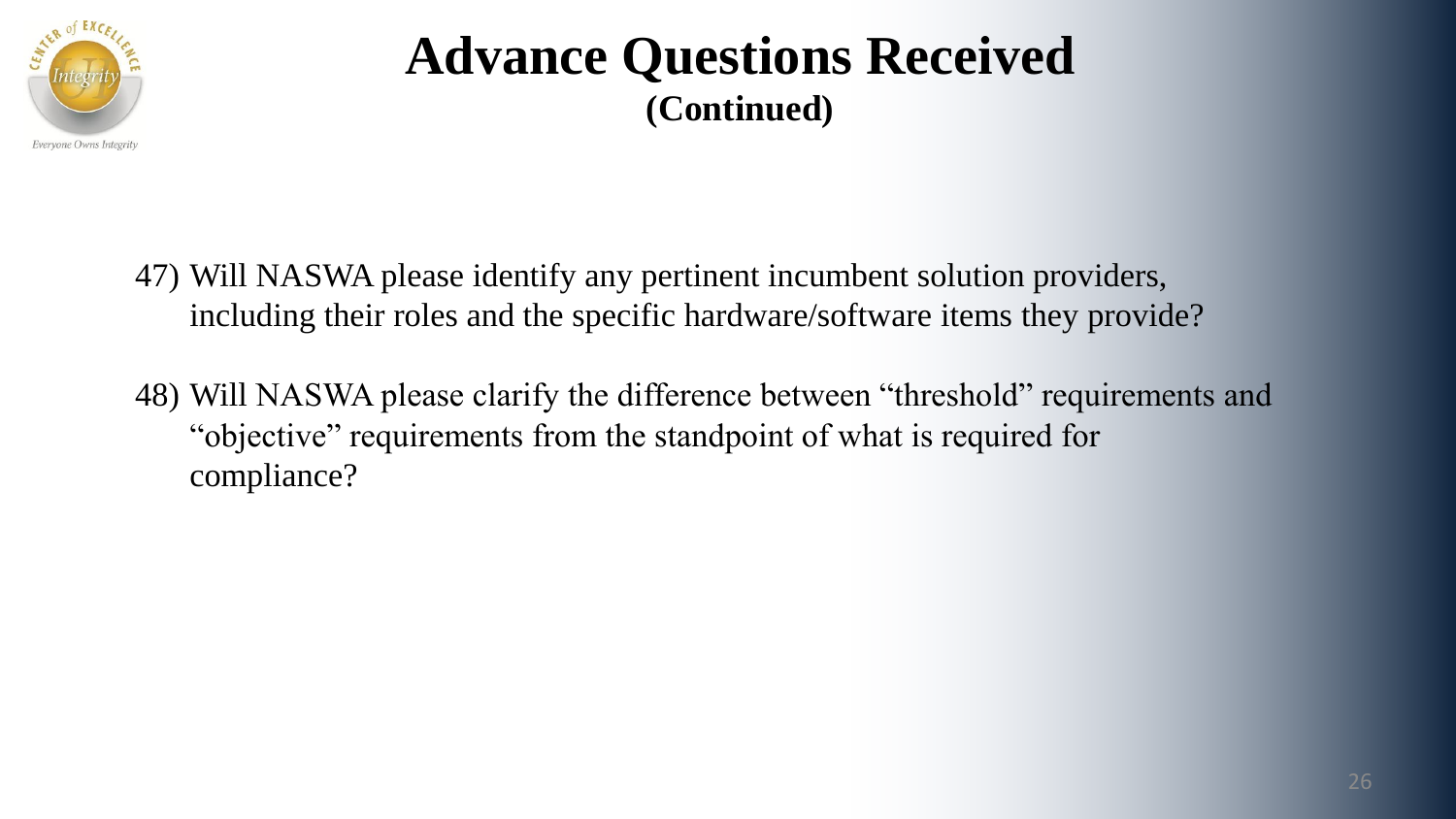# Advance Questions Received

**(Continued)**

47) Will NASWA please identify any pertinent incumbent solution providers, including their roles and the specific hardware/software items they provide?

48) Will NASWA please clarify the difference between "threshold" requirements and "objective" requirements from the standpoint of what is required for compliance?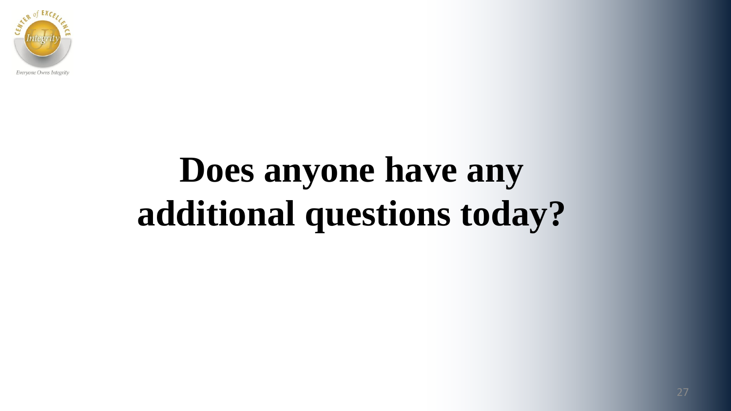# Does anyone have any additional questions today?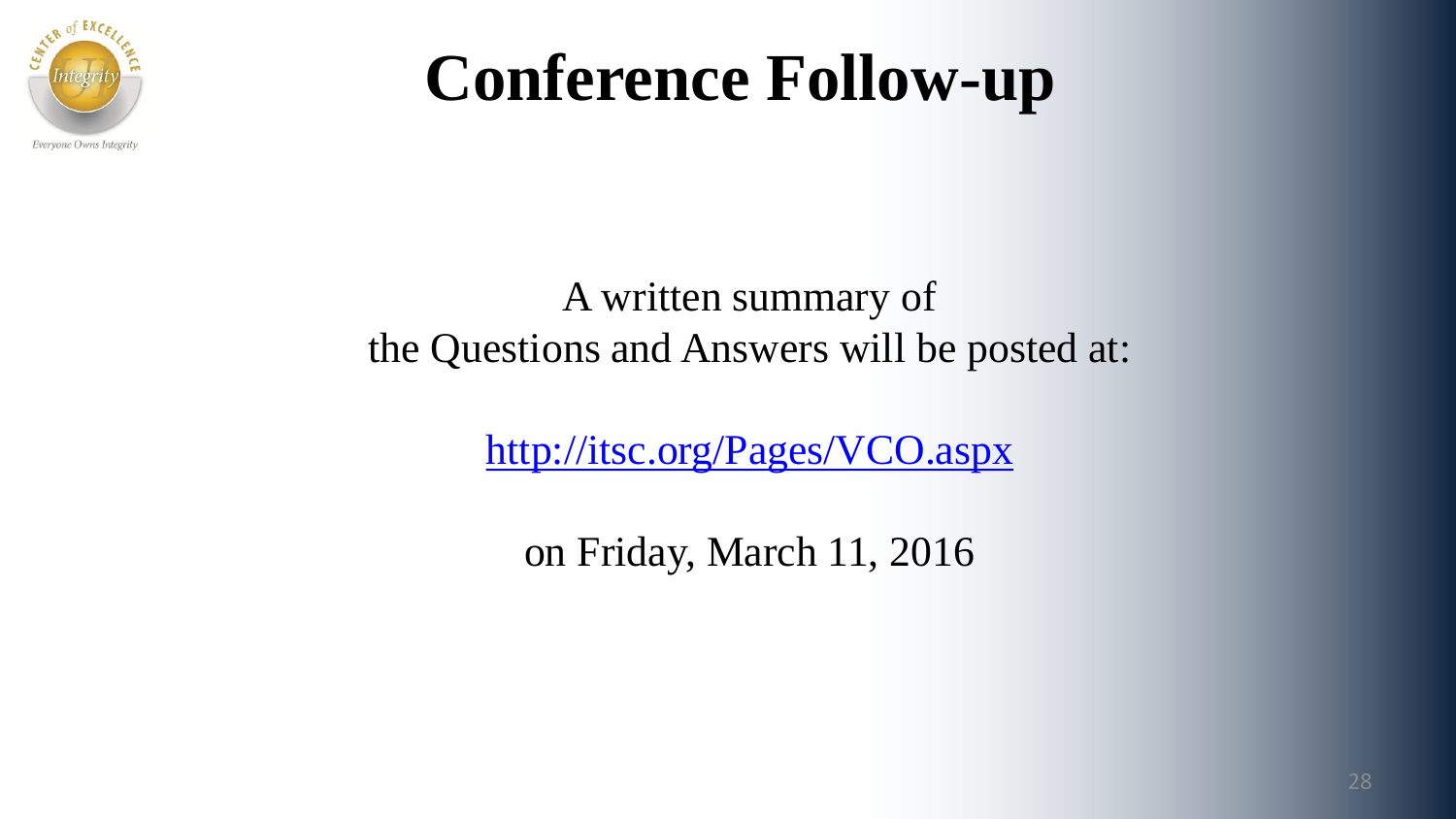# Conference Follow-up

A written summary of
the Questions and Answers will be posted at:

http://itsc.org/Pages/VCO.aspx

on Friday, March 11, 2016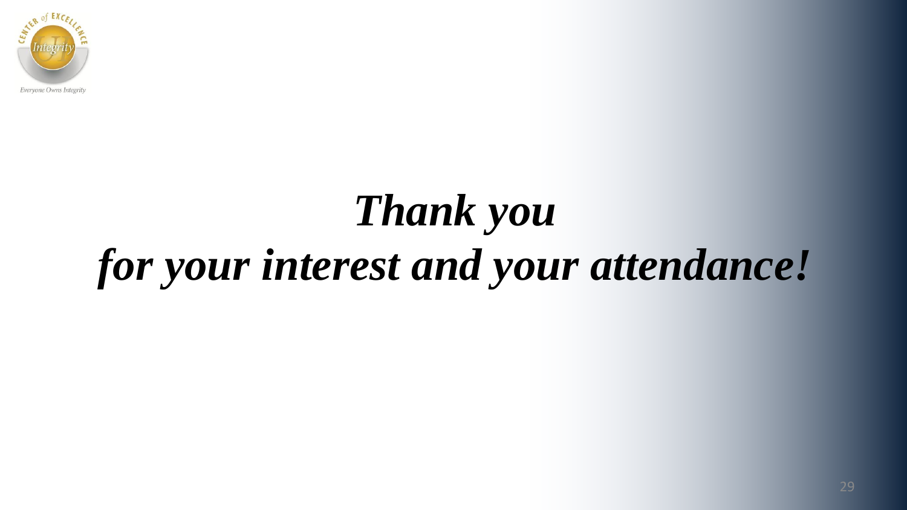Everyone Owns Integrity

# *Thank you*
# *for your interest and your attendance!*